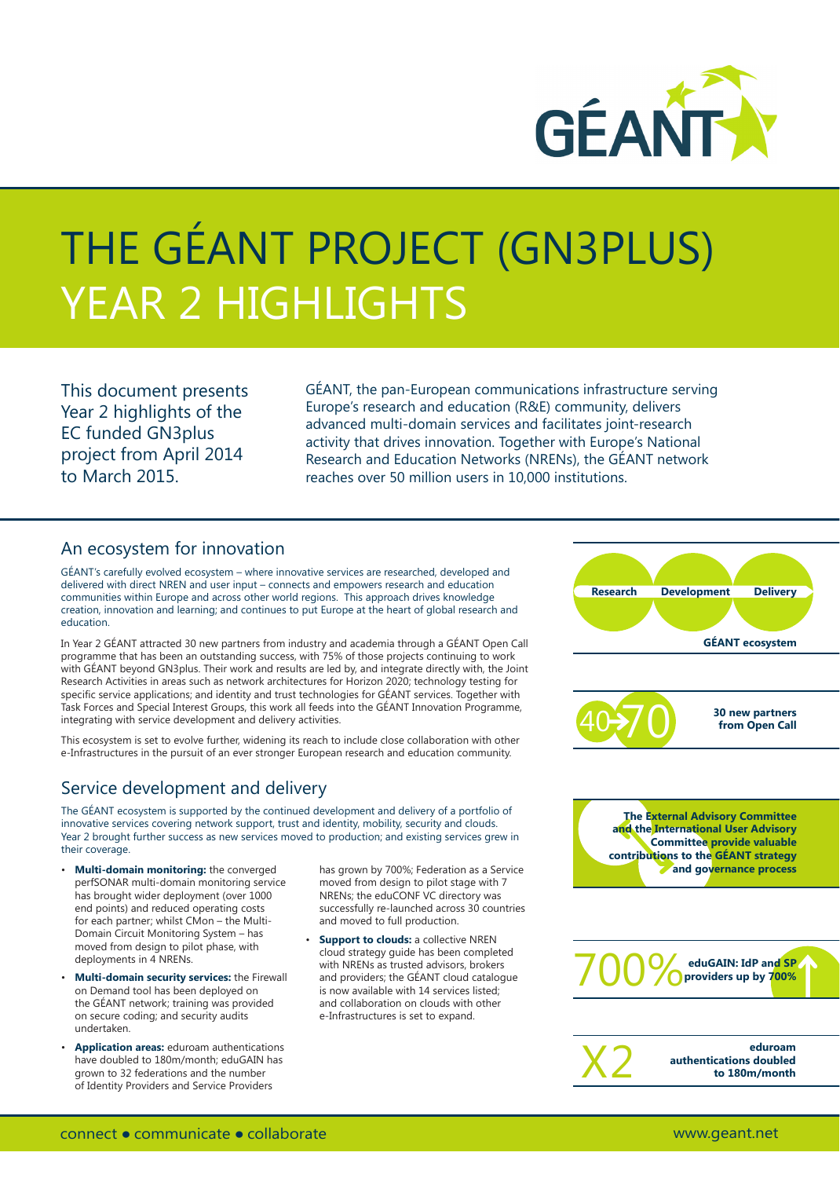# THE GÉANT PROJECT (GN3PLUS) YEAR 2 HIGHLIGHTS

This document presents Year 2 highlights of the EC funded GN3plus project from April 2014 to March 2015.

GÉANT, the pan-European communications infrastructure serving Europe's research and education (R&E) community, delivers advanced multi-domain services and facilitates joint-research activity that drives innovation. Together with Europe's National Research and Education Networks (NRENs), the GÉANT network reaches over 50 million users in 10,000 institutions.

## An ecosystem for innovation

GÉANT's carefully evolved ecosystem – where innovative services are researched, developed and delivered with direct NREN and user input – connects and empowers research and education communities within Europe and across other world regions. This approach drives knowledge creation, innovation and learning; and continues to put Europe at the heart of global research and education.

In Year 2 GÉANT attracted 30 new partners from industry and academia through a GÉANT Open Call programme that has been an outstanding success, with 75% of those projects continuing to work with GÉANT beyond GN3plus. Their work and results are led by, and integrate directly with, the Joint Research Activities in areas such as network architectures for Horizon 2020; technology testing for specific service applications; and identity and trust technologies for GÉANT services. Together with Task Forces and Special Interest Groups, this work all feeds into the GÉANT Innovation Programme, integrating with service development and delivery activities.

This ecosystem is set to evolve further, widening its reach to include close collaboration with other e-Infrastructures in the pursuit of an ever stronger European research and education community.

## Service development and delivery

The GÉANT ecosystem is supported by the continued development and delivery of a portfolio of innovative services covering network support, trust and identity, mobility, security and clouds. Year 2 brought further success as new services moved to production; and existing services grew in their coverage.

- **Multi-domain monitoring:** the converged perfSONAR multi-domain monitoring service has brought wider deployment (over 1000 end points) and reduced operating costs for each partner; whilst CMon – the Multi-Domain Circuit Monitoring System – has moved from design to pilot phase, with deployments in 4 NRENs.
- **Multi-domain security services:** the Firewall on Demand tool has been deployed on the GÉANT network; training was provided on secure coding; and security audits undertaken.
- **Application areas:** eduroam authentications have doubled to 180m/month; eduGAIN has grown to 32 federations and the number of Identity Providers and Service Providers has grown by 700%; Federation as a Service moved from design to pilot stage with 7 NRENs; the eduCONF VC directory was successfully re-launched across 30 countries and moved to full production.
- **Support to clouds:** a collective NREN cloud strategy guide has been completed with NRENs as trusted advisors, brokers and providers; the GÉANT cloud catalogue is now available with 14 services listed; and collaboration on clouds with other e-Infrastructures is set to expand.

Research – Development – Delivery

**GÉANT ecosystem**

40→70 **30 new partners from Open Call**

**The External Advisory Committee and the International User Advisory Committee provide valuable contributions to the GÉANT strategy and governance process**

700% **eduGAIN: IdP and SP providers up by 700%**

X2 **eduroam authentications doubled to 180m/month**

connect • communicate • collaborate

www.geant.net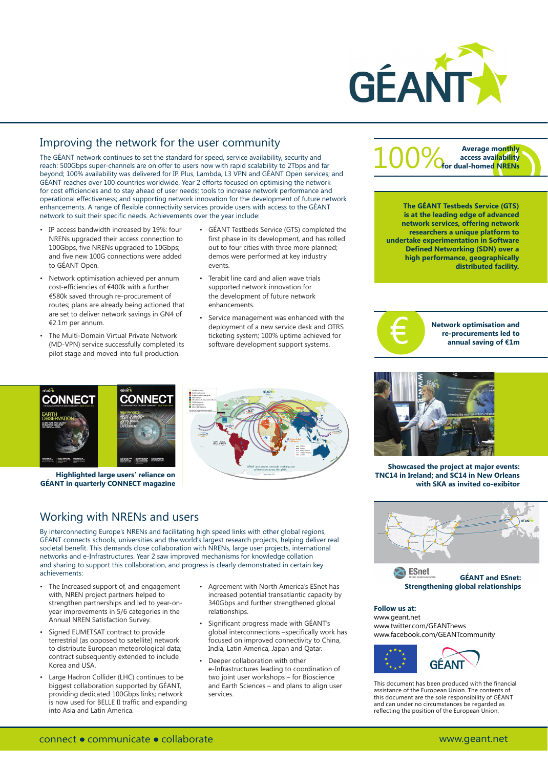## Improving the network for the user community

The GÉANT network continues to set the standard for speed, service availability, security and reach: 500Gbps super-channels are on offer to users now with rapid scalability to 2Tbps and far beyond; 100% availability was delivered for IP, Plus, Lambda, L3 VPN and GÉANT Open services; and GÉANT reaches over 100 countries worldwide. Year 2 efforts focused on optimising the network for cost efficiencies and to stay ahead of user needs; tools to increase network performance and operational effectiveness; and supporting network innovation for the development of future network enhancements. A range of flexible connectivity services provide users with access to the GÉANT network to suit their specific needs. Achievements over the year include:

- IP access bandwidth increased by 19%: four NRENs upgraded their access connection to 100Gbps, five NRENs upgraded to 10Gbps; and five new 100G connections were added to GÉANT Open.
- Network optimisation achieved per annum cost-efficiencies of €400k with a further €580k saved through re-procurement of routes; plans are already being actioned that are set to deliver network savings in GN4 of €2.1m per annum.
- The Multi-Domain Virtual Private Network (MD-VPN) service successfully completed its pilot stage and moved into full production.
- GÉANT Testbeds Service (GTS) completed the first phase in its development, and has rolled out to four cities with three more planned; demos were performed at key industry events.
- Terabit line card and alien wave trials supported network innovation for the development of future network enhancements.
- Service management was enhanced with the deployment of a new service desk and OTRS ticketing system; 100% uptime achieved for software development support systems.

**100% Average monthly access availability for dual-homed NRENs**

**The GÉANT Testbeds Service (GTS) is at the leading edge of advanced network services, offering network researchers a unique platform to undertake experimentation in Software Defined Networking (SDN) over a high performance, geographically distributed facility.**

**Network optimisation and re-procurements led to annual saving of €1m**

**Highlighted large users' reliance on GÉANT in quarterly CONNECT magazine**

**Showcased the project at major events: TNC14 in Ireland; and SC14 in New Orleans with SKA as invited co-exibitor**

## Working with NRENs and users

By interconnecting Europe's NRENs and facilitating high speed links with other global regions, GÉANT connects schools, universities and the world's largest research projects, helping deliver real societal benefit. This demands close collaboration with NRENs, large user projects, international networks and e-Infrastructures. Year 2 saw improved mechanisms for knowledge collation and sharing to support this collaboration, and progress is clearly demonstrated in certain key achievements:

- The Increased support of, and engagement with, NREN project partners helped to strengthen partnerships and led to year-on-year improvements in 5/6 categories in the Annual NREN Satisfaction Survey.
- Signed EUMETSAT contract to provide terrestrial (as opposed to satellite) network to distribute European meteorological data; contract subsequently extended to include Korea and USA.
- Large Hadron Collider (LHC) continues to be biggest collaboration supported by GÉANT, providing dedicated 100Gbps links; network is now used for BELLE II traffic and expanding into Asia and Latin America.
- Agreement with North America's ESnet has increased potential transatlantic capacity by 340Gbps and further strengthened global relationships.
- Significant progress made with GÉANT's global interconnections –specifically work has focused on improved connectivity to China, India, Latin America, Japan and Qatar.
- Deeper collaboration with other e-Infrastructures leading to coordination of two joint user workshops – for Bioscience and Earth Sciences – and plans to align user services.

**GÉANT and ESnet: Strengthening global relationships**

**Follow us at:**
www.geant.net
www.twitter.com/GEANTnews
www.facebook.com/GEANTcommunity

This document has been produced with the financial assistance of the European Union. The contents of this document are the sole responsibility of GÉANT and can under no circumstances be regarded as reflecting the position of the European Union.

connect • communicate • collaborate www.geant.net